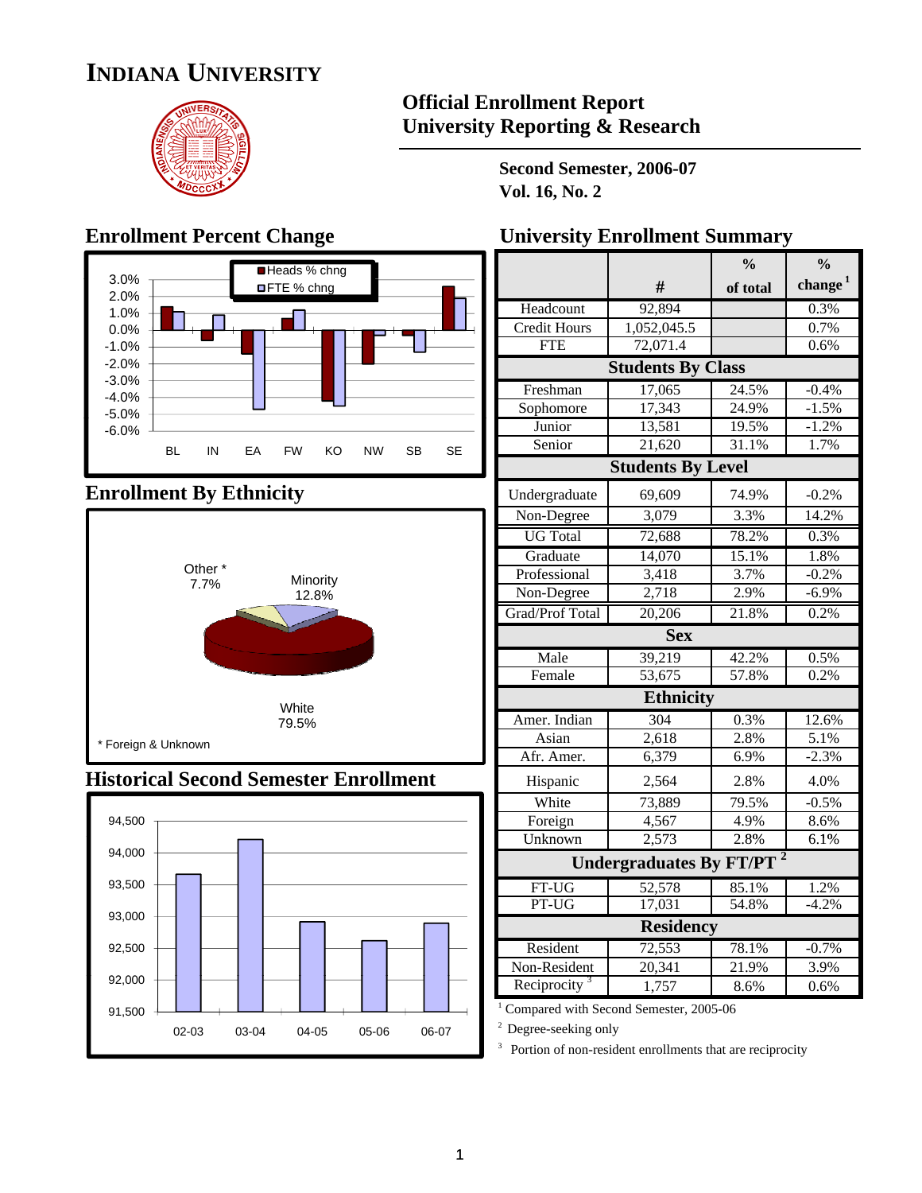# INDIANA UNIVERSITY

## Official Enrollment Report
## University Reporting & Research

**Second Semester, 2006-07**
**Vol. 16, No. 2**

## Enrollment Percent Change

■ Heads % chng
□ FTE % chng

BL IN EA FW KO NW SB SE

## Enrollment By Ethnicity

Other * 7.7%
Minority 12.8%
White 79.5%

\* Foreign & Unknown

## Historical Second Semester Enrollment

02-03 03-04 04-05 05-06 06-07

## University Enrollment Summary

| | # | % of total | % change [1] |
|---|---|---|---|
| Headcount | 92,894 | | 0.3% |
| Credit Hours | 1,052,045.5 | | 0.7% |
| FTE | 72,071.4 | | 0.6% |
| **Students By Class** | | | |
| Freshman | 17,065 | 24.5% | -0.4% |
| Sophomore | 17,343 | 24.9% | -1.5% |
| Junior | 13,581 | 19.5% | -1.2% |
| Senior | 21,620 | 31.1% | 1.7% |
| **Students By Level** | | | |
| Undergraduate | 69,609 | 74.9% | -0.2% |
| Non-Degree | 3,079 | 3.3% | 14.2% |
| UG Total | 72,688 | 78.2% | 0.3% |
| Graduate | 14,070 | 15.1% | 1.8% |
| Professional | 3,418 | 3.7% | -0.2% |
| Non-Degree | 2,718 | 2.9% | -6.9% |
| Grad/Prof Total | 20,206 | 21.8% | 0.2% |
| **Sex** | | | |
| Male | 39,219 | 42.2% | 0.5% |
| Female | 53,675 | 57.8% | 0.2% |
| **Ethnicity** | | | |
| Amer. Indian | 304 | 0.3% | 12.6% |
| Asian | 2,618 | 2.8% | 5.1% |
| Afr. Amer. | 6,379 | 6.9% | -2.3% |
| Hispanic | 2,564 | 2.8% | 4.0% |
| White | 73,889 | 79.5% | -0.5% |
| Foreign | 4,567 | 4.9% | 8.6% |
| Unknown | 2,573 | 2.8% | 6.1% |
| **Undergraduates By FT/PT [2]** | | | |
| FT-UG | 52,578 | 85.1% | 1.2% |
| PT-UG | 17,031 | 54.8% | -4.2% |
| **Residency** | | | |
| Resident | 72,553 | 78.1% | -0.7% |
| Non-Resident | 20,341 | 21.9% | 3.9% |
| Reciprocity [3] | 1,757 | 8.6% | 0.6% |

[1] Compared with Second Semester, 2005-06

[2] Degree-seeking only

[3] Portion of non-resident enrollments that are reciprocity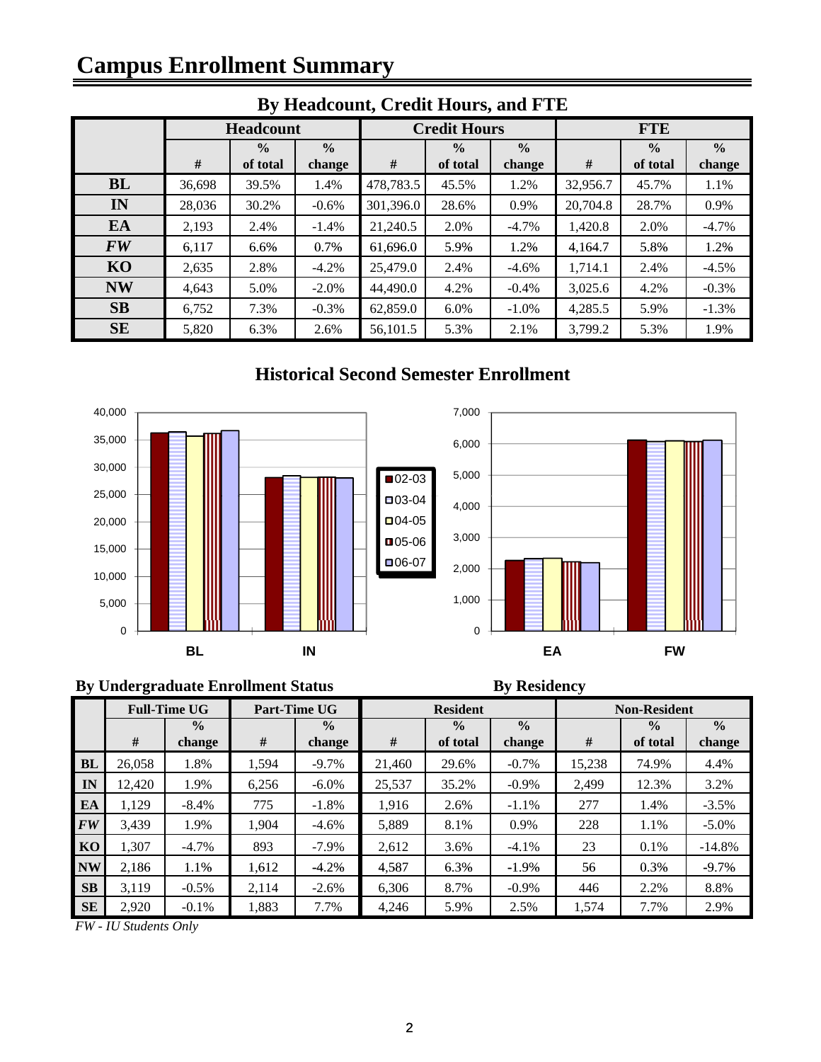# Campus Enrollment Summary

## By Headcount, Credit Hours, and FTE

| | Headcount | | | Credit Hours | | | FTE | | |
|---|---|---|---|---|---|---|---|---|---|
| | # | % of total | % change | # | % of total | % change | # | % of total | % change |
| **BL** | 36,698 | 39.5% | 1.4% | 478,783.5 | 45.5% | 1.2% | 32,956.7 | 45.7% | 1.1% |
| **IN** | 28,036 | 30.2% | -0.6% | 301,396.0 | 28.6% | 0.9% | 20,704.8 | 28.7% | 0.9% |
| **EA** | 2,193 | 2.4% | -1.4% | 21,240.5 | 2.0% | -4.7% | 1,420.8 | 2.0% | -4.7% |
| ***FW*** | 6,117 | 6.6% | 0.7% | 61,696.0 | 5.9% | 1.2% | 4,164.7 | 5.8% | 1.2% |
| **KO** | 2,635 | 2.8% | -4.2% | 25,479.0 | 2.4% | -4.6% | 1,714.1 | 2.4% | -4.5% |
| **NW** | 4,643 | 5.0% | -2.0% | 44,490.0 | 4.2% | -0.4% | 3,025.6 | 4.2% | -0.3% |
| **SB** | 6,752 | 7.3% | -0.3% | 62,859.0 | 6.0% | -1.0% | 4,285.5 | 5.9% | -1.3% |
| **SE** | 5,820 | 6.3% | 2.6% | 56,101.5 | 5.3% | 2.1% | 3,799.2 | 5.3% | 1.9% |

## Historical Second Semester Enrollment

## By Undergraduate Enrollment Status / By Residency

| | Full-Time UG | | Part-Time UG | | Resident | | | Non-Resident | | |
|---|---|---|---|---|---|---|---|---|---|---|
| | # | % change | # | % change | # | % of total | % change | # | % of total | % change |
| **BL** | 26,058 | 1.8% | 1,594 | -9.7% | 21,460 | 29.6% | -0.7% | 15,238 | 74.9% | 4.4% |
| **IN** | 12,420 | 1.9% | 6,256 | -6.0% | 25,537 | 35.2% | -0.9% | 2,499 | 12.3% | 3.2% |
| **EA** | 1,129 | -8.4% | 775 | -1.8% | 1,916 | 2.6% | -1.1% | 277 | 1.4% | -3.5% |
| ***FW*** | 3,439 | 1.9% | 1,904 | -4.6% | 5,889 | 8.1% | 0.9% | 228 | 1.1% | -5.0% |
| **KO** | 1,307 | -4.7% | 893 | -7.9% | 2,612 | 3.6% | -4.1% | 23 | 0.1% | -14.8% |
| **NW** | 2,186 | 1.1% | 1,612 | -4.2% | 4,587 | 6.3% | -1.9% | 56 | 0.3% | -9.7% |
| **SB** | 3,119 | -0.5% | 2,114 | -2.6% | 6,306 | 8.7% | -0.9% | 446 | 2.2% | 8.8% |
| **SE** | 2,920 | -0.1% | 1,883 | 7.7% | 4,246 | 5.9% | 2.5% | 1,574 | 7.7% | 2.9% |

*FW - IU Students Only*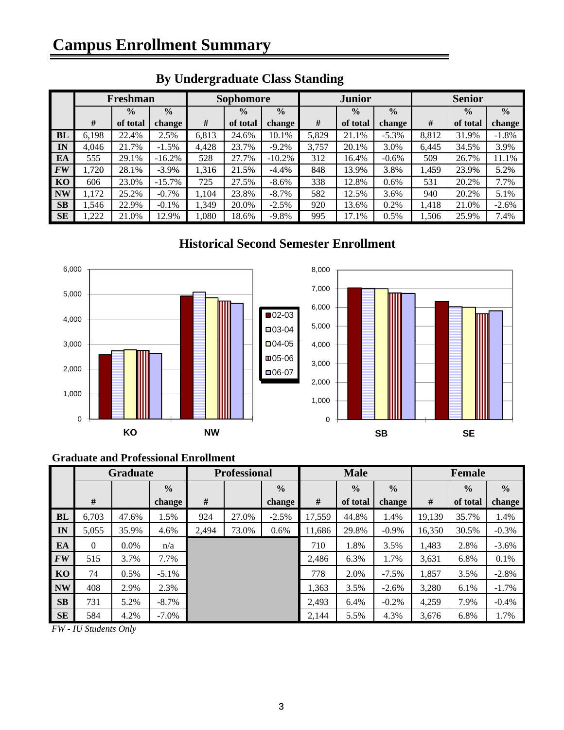# Campus Enrollment Summary

## By Undergraduate Class Standing

| | Freshman | | | Sophomore | | | Junior | | | Senior | | |
|---|---|---|---|---|---|---|---|---|---|---|---|---|
| | # | % of total | % change | # | % of total | % change | # | % of total | % change | # | % of total | % change |
| **BL** | 6,198 | 22.4% | 2.5% | 6,813 | 24.6% | 10.1% | 5,829 | 21.1% | -5.3% | 8,812 | 31.9% | -1.8% |
| **IN** | 4,046 | 21.7% | -1.5% | 4,428 | 23.7% | -9.2% | 3,757 | 20.1% | 3.0% | 6,445 | 34.5% | 3.9% |
| **EA** | 555 | 29.1% | -16.2% | 528 | 27.7% | -10.2% | 312 | 16.4% | -0.6% | 509 | 26.7% | 11.1% |
| ***FW*** | 1,720 | 28.1% | -3.9% | 1,316 | 21.5% | -4.4% | 848 | 13.9% | 3.8% | 1,459 | 23.9% | 5.2% |
| **KO** | 606 | 23.0% | -15.7% | 725 | 27.5% | -8.6% | 338 | 12.8% | 0.6% | 531 | 20.2% | 7.7% |
| **NW** | 1,172 | 25.2% | -0.7% | 1,104 | 23.8% | -8.7% | 582 | 12.5% | 3.6% | 940 | 20.2% | 5.1% |
| **SB** | 1,546 | 22.9% | -0.1% | 1,349 | 20.0% | -2.5% | 920 | 13.6% | 0.2% | 1,418 | 21.0% | -2.6% |
| **SE** | 1,222 | 21.0% | 12.9% | 1,080 | 18.6% | -9.8% | 995 | 17.1% | 0.5% | 1,506 | 25.9% | 7.4% |

## Historical Second Semester Enrollment

### Graduate and Professional Enrollment

| | Graduate | | | Professional | | | Male | | | Female | | |
|---|---|---|---|---|---|---|---|---|---|---|---|---|
| | # | | % change | # | | % change | # | % of total | % change | # | % of total | % change |
| **BL** | 6,703 | 47.6% | 1.5% | 924 | 27.0% | -2.5% | 17,559 | 44.8% | 1.4% | 19,139 | 35.7% | 1.4% |
| **IN** | 5,055 | 35.9% | 4.6% | 2,494 | 73.0% | 0.6% | 11,686 | 29.8% | -0.9% | 16,350 | 30.5% | -0.3% |
| **EA** | 0 | 0.0% | n/a | | | | 710 | 1.8% | 3.5% | 1,483 | 2.8% | -3.6% |
| ***FW*** | 515 | 3.7% | 7.7% | | | | 2,486 | 6.3% | 1.7% | 3,631 | 6.8% | 0.1% |
| **KO** | 74 | 0.5% | -5.1% | | | | 778 | 2.0% | -7.5% | 1,857 | 3.5% | -2.8% |
| **NW** | 408 | 2.9% | 2.3% | | | | 1,363 | 3.5% | -2.6% | 3,280 | 6.1% | -1.7% |
| **SB** | 731 | 5.2% | -8.7% | | | | 2,493 | 6.4% | -0.2% | 4,259 | 7.9% | -0.4% |
| **SE** | 584 | 4.2% | -7.0% | | | | 2,144 | 5.5% | 4.3% | 3,676 | 6.8% | 1.7% |

*FW - IU Students Only*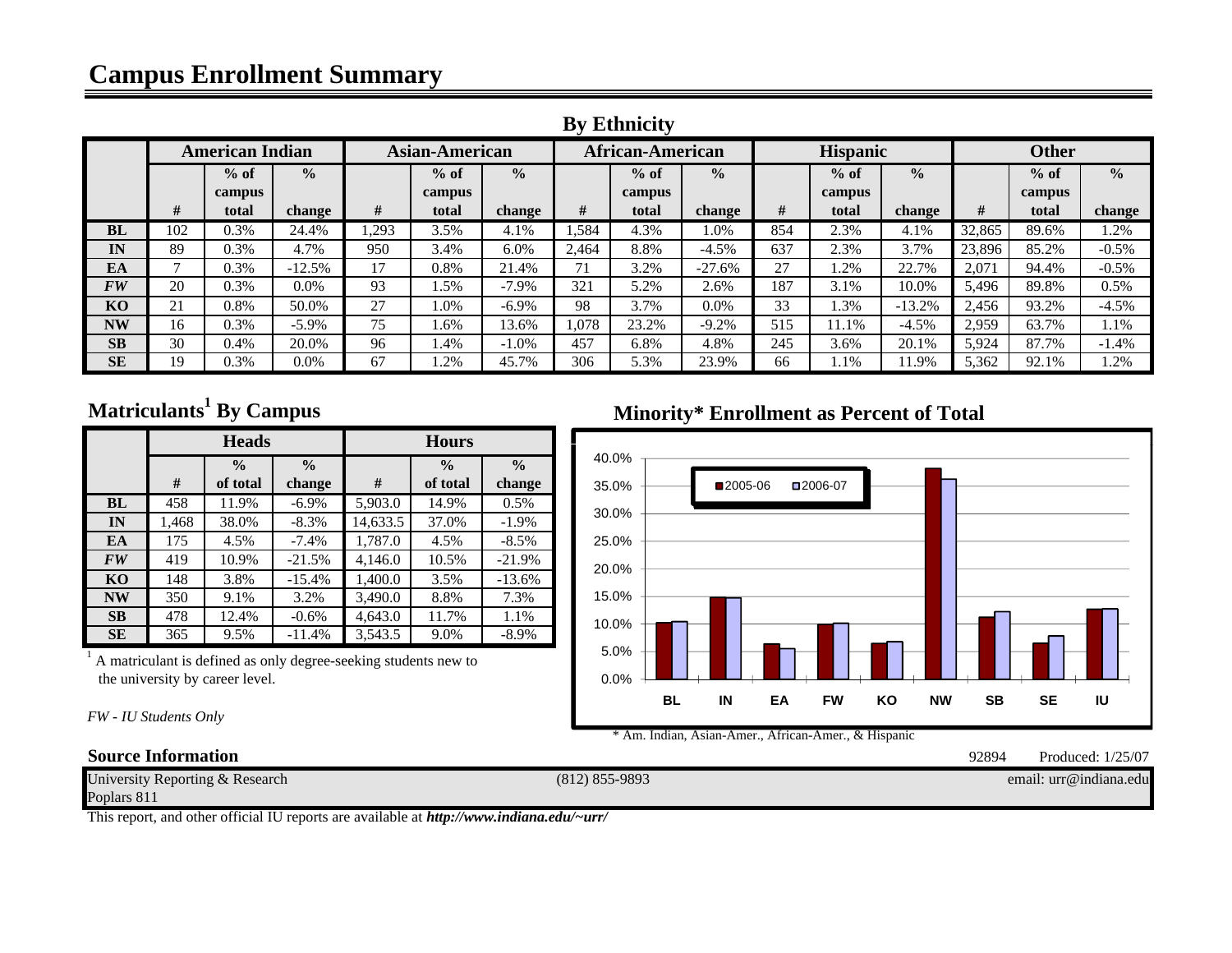# Campus Enrollment Summary

## By Ethnicity

| | American Indian | | | Asian-American | | | African-American | | | Hispanic | | | Other | | |
|---|---|---|---|---|---|---|---|---|---|---|---|---|---|---|---|
| | # | % of campus total | % change | # | % of campus total | % change | # | % of campus total | % change | # | % of campus total | % change | # | % of campus total | % change |
| **BL** | 102 | 0.3% | 24.4% | 1,293 | 3.5% | 4.1% | 1,584 | 4.3% | 1.0% | 854 | 2.3% | 4.1% | 32,865 | 89.6% | 1.2% |
| **IN** | 89 | 0.3% | 4.7% | 950 | 3.4% | 6.0% | 2,464 | 8.8% | -4.5% | 637 | 2.3% | 3.7% | 23,896 | 85.2% | -0.5% |
| **EA** | 7 | 0.3% | -12.5% | 17 | 0.8% | 21.4% | 71 | 3.2% | -27.6% | 27 | 1.2% | 22.7% | 2,071 | 94.4% | -0.5% |
| ***FW*** | 20 | 0.3% | 0.0% | 93 | 1.5% | -7.9% | 321 | 5.2% | 2.6% | 187 | 3.1% | 10.0% | 5,496 | 89.8% | 0.5% |
| **KO** | 21 | 0.8% | 50.0% | 27 | 1.0% | -6.9% | 98 | 3.7% | 0.0% | 33 | 1.3% | -13.2% | 2,456 | 93.2% | -4.5% |
| **NW** | 16 | 0.3% | -5.9% | 75 | 1.6% | 13.6% | 1,078 | 23.2% | -9.2% | 515 | 11.1% | -4.5% | 2,959 | 63.7% | 1.1% |
| **SB** | 30 | 0.4% | 20.0% | 96 | 1.4% | -1.0% | 457 | 6.8% | 4.8% | 245 | 3.6% | 20.1% | 5,924 | 87.7% | -1.4% |
| **SE** | 19 | 0.3% | 0.0% | 67 | 1.2% | 45.7% | 306 | 5.3% | 23.9% | 66 | 1.1% | 11.9% | 5,362 | 92.1% | 1.2% |

## Matriculants[1] By Campus

| | Heads | | | Hours | | |
|---|---|---|---|---|---|---|
| | # | % of total | % change | # | % of total | % change |
| **BL** | 458 | 11.9% | -6.9% | 5,903.0 | 14.9% | 0.5% |
| **IN** | 1,468 | 38.0% | -8.3% | 14,633.5 | 37.0% | -1.9% |
| **EA** | 175 | 4.5% | -7.4% | 1,787.0 | 4.5% | -8.5% |
| ***FW*** | 419 | 10.9% | -21.5% | 4,146.0 | 10.5% | -21.9% |
| **KO** | 148 | 3.8% | -15.4% | 1,400.0 | 3.5% | -13.6% |
| **NW** | 350 | 9.1% | 3.2% | 3,490.0 | 8.8% | 7.3% |
| **SB** | 478 | 12.4% | -0.6% | 4,643.0 | 11.7% | 1.1% |
| **SE** | 365 | 9.5% | -11.4% | 3,543.5 | 9.0% | -8.9% |

[1] A matriculant is defined as only degree-seeking students new to the university by career level.

*FW - IU Students Only*

## Minority* Enrollment as Percent of Total

2005-06
2006-07

40.0%
35.0%
30.0%
25.0%
20.0%
15.0%
10.0%
5.0%
0.0%

BL IN EA FW KO NW SB SE IU

\* Am. Indian, Asian-Amer., African-Amer., & Hispanic

**Source Information**

92894 Produced: 1/25/07

University Reporting & Research
Poplars 811

(812) 855-9893

email: urr@indiana.edu

This report, and other official IU reports are available at ***http://www.indiana.edu/~urr/***